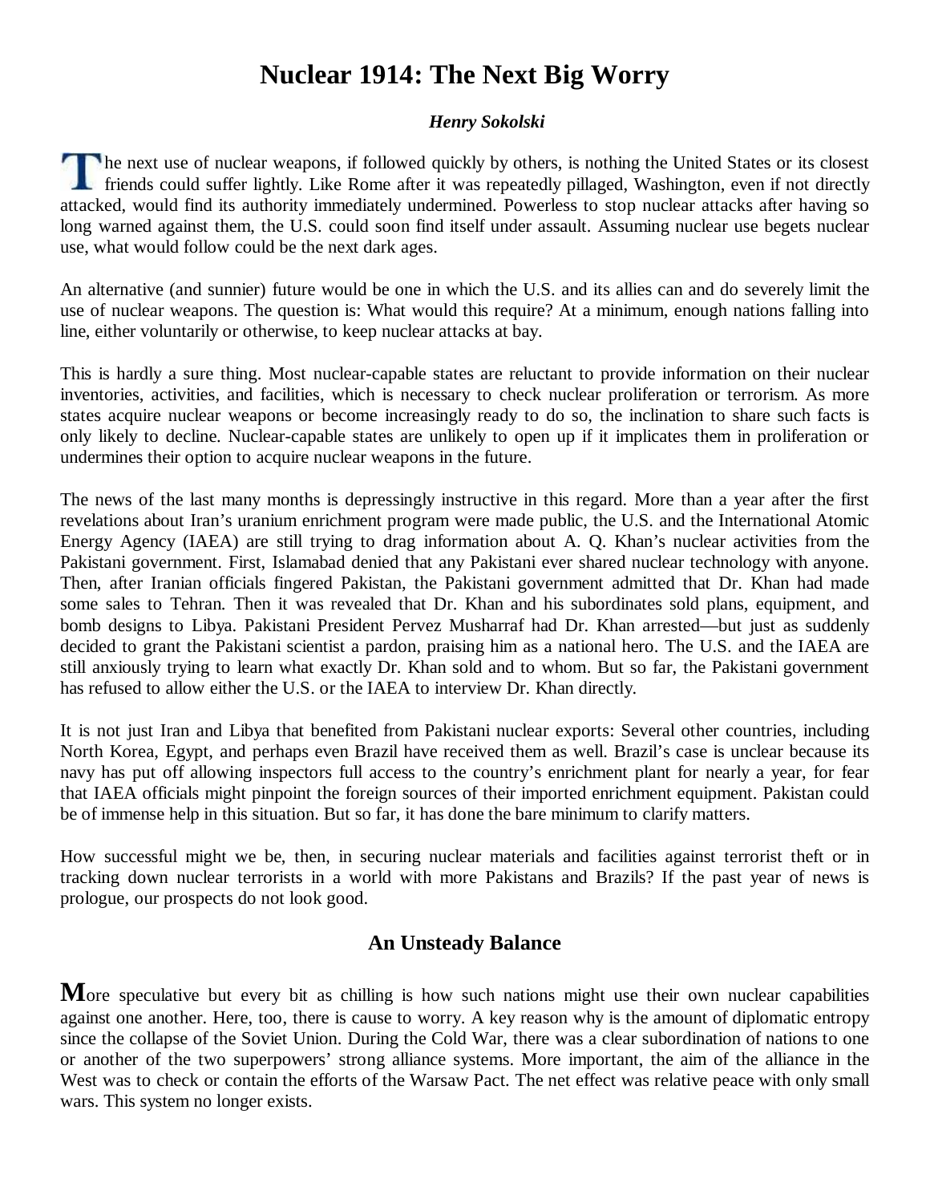# Nuclear 1914: The Next Big Worry

***Henry Sokolski***

The next use of nuclear weapons, if followed quickly by others, is nothing the United States or its closest friends could suffer lightly. Like Rome after it was repeatedly pillaged, Washington, even if not directly attacked, would find its authority immediately undermined. Powerless to stop nuclear attacks after having so long warned against them, the U.S. could soon find itself under assault. Assuming nuclear use begets nuclear use, what would follow could be the next dark ages.

An alternative (and sunnier) future would be one in which the U.S. and its allies can and do severely limit the use of nuclear weapons. The question is: What would this require? At a minimum, enough nations falling into line, either voluntarily or otherwise, to keep nuclear attacks at bay.

This is hardly a sure thing. Most nuclear-capable states are reluctant to provide information on their nuclear inventories, activities, and facilities, which is necessary to check nuclear proliferation or terrorism. As more states acquire nuclear weapons or become increasingly ready to do so, the inclination to share such facts is only likely to decline. Nuclear-capable states are unlikely to open up if it implicates them in proliferation or undermines their option to acquire nuclear weapons in the future.

The news of the last many months is depressingly instructive in this regard. More than a year after the first revelations about Iran's uranium enrichment program were made public, the U.S. and the International Atomic Energy Agency (IAEA) are still trying to drag information about A. Q. Khan's nuclear activities from the Pakistani government. First, Islamabad denied that any Pakistani ever shared nuclear technology with anyone. Then, after Iranian officials fingered Pakistan, the Pakistani government admitted that Dr. Khan had made some sales to Tehran. Then it was revealed that Dr. Khan and his subordinates sold plans, equipment, and bomb designs to Libya. Pakistani President Pervez Musharraf had Dr. Khan arrested—but just as suddenly decided to grant the Pakistani scientist a pardon, praising him as a national hero. The U.S. and the IAEA are still anxiously trying to learn what exactly Dr. Khan sold and to whom. But so far, the Pakistani government has refused to allow either the U.S. or the IAEA to interview Dr. Khan directly.

It is not just Iran and Libya that benefited from Pakistani nuclear exports: Several other countries, including North Korea, Egypt, and perhaps even Brazil have received them as well. Brazil's case is unclear because its navy has put off allowing inspectors full access to the country's enrichment plant for nearly a year, for fear that IAEA officials might pinpoint the foreign sources of their imported enrichment equipment. Pakistan could be of immense help in this situation. But so far, it has done the bare minimum to clarify matters.

How successful might we be, then, in securing nuclear materials and facilities against terrorist theft or in tracking down nuclear terrorists in a world with more Pakistans and Brazils? If the past year of news is prologue, our prospects do not look good.

## An Unsteady Balance

More speculative but every bit as chilling is how such nations might use their own nuclear capabilities against one another. Here, too, there is cause to worry. A key reason why is the amount of diplomatic entropy since the collapse of the Soviet Union. During the Cold War, there was a clear subordination of nations to one or another of the two superpowers' strong alliance systems. More important, the aim of the alliance in the West was to check or contain the efforts of the Warsaw Pact. The net effect was relative peace with only small wars. This system no longer exists.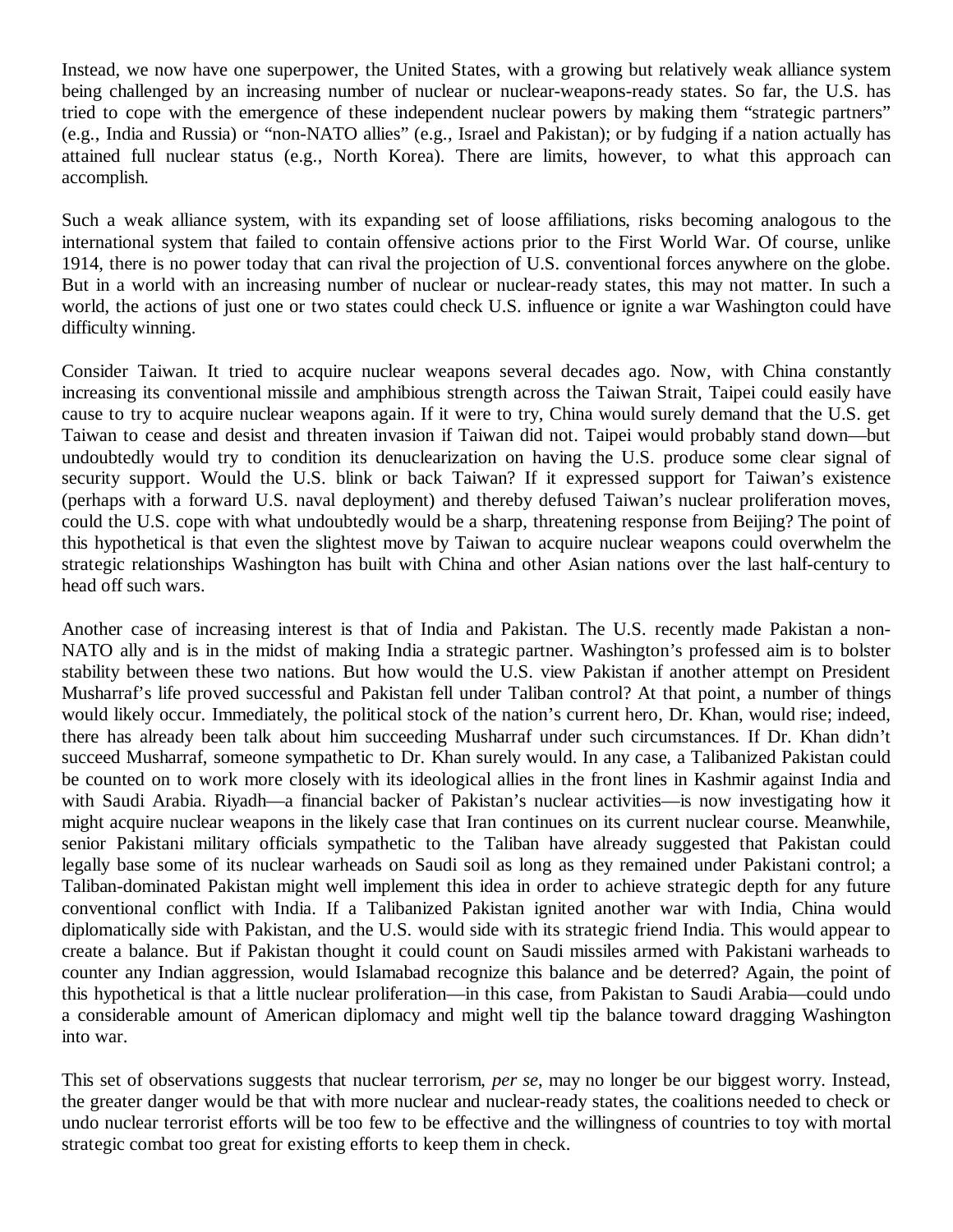Instead, we now have one superpower, the United States, with a growing but relatively weak alliance system being challenged by an increasing number of nuclear or nuclear-weapons-ready states. So far, the U.S. has tried to cope with the emergence of these independent nuclear powers by making them "strategic partners" (e.g., India and Russia) or "non-NATO allies" (e.g., Israel and Pakistan); or by fudging if a nation actually has attained full nuclear status (e.g., North Korea). There are limits, however, to what this approach can accomplish.

Such a weak alliance system, with its expanding set of loose affiliations, risks becoming analogous to the international system that failed to contain offensive actions prior to the First World War. Of course, unlike 1914, there is no power today that can rival the projection of U.S. conventional forces anywhere on the globe. But in a world with an increasing number of nuclear or nuclear-ready states, this may not matter. In such a world, the actions of just one or two states could check U.S. influence or ignite a war Washington could have difficulty winning.

Consider Taiwan. It tried to acquire nuclear weapons several decades ago. Now, with China constantly increasing its conventional missile and amphibious strength across the Taiwan Strait, Taipei could easily have cause to try to acquire nuclear weapons again. If it were to try, China would surely demand that the U.S. get Taiwan to cease and desist and threaten invasion if Taiwan did not. Taipei would probably stand down—but undoubtedly would try to condition its denuclearization on having the U.S. produce some clear signal of security support. Would the U.S. blink or back Taiwan? If it expressed support for Taiwan's existence (perhaps with a forward U.S. naval deployment) and thereby defused Taiwan's nuclear proliferation moves, could the U.S. cope with what undoubtedly would be a sharp, threatening response from Beijing? The point of this hypothetical is that even the slightest move by Taiwan to acquire nuclear weapons could overwhelm the strategic relationships Washington has built with China and other Asian nations over the last half-century to head off such wars.

Another case of increasing interest is that of India and Pakistan. The U.S. recently made Pakistan a non-NATO ally and is in the midst of making India a strategic partner. Washington's professed aim is to bolster stability between these two nations. But how would the U.S. view Pakistan if another attempt on President Musharraf's life proved successful and Pakistan fell under Taliban control? At that point, a number of things would likely occur. Immediately, the political stock of the nation's current hero, Dr. Khan, would rise; indeed, there has already been talk about him succeeding Musharraf under such circumstances. If Dr. Khan didn't succeed Musharraf, someone sympathetic to Dr. Khan surely would. In any case, a Talibanized Pakistan could be counted on to work more closely with its ideological allies in the front lines in Kashmir against India and with Saudi Arabia. Riyadh—a financial backer of Pakistan's nuclear activities—is now investigating how it might acquire nuclear weapons in the likely case that Iran continues on its current nuclear course. Meanwhile, senior Pakistani military officials sympathetic to the Taliban have already suggested that Pakistan could legally base some of its nuclear warheads on Saudi soil as long as they remained under Pakistani control; a Taliban-dominated Pakistan might well implement this idea in order to achieve strategic depth for any future conventional conflict with India. If a Talibanized Pakistan ignited another war with India, China would diplomatically side with Pakistan, and the U.S. would side with its strategic friend India. This would appear to create a balance. But if Pakistan thought it could count on Saudi missiles armed with Pakistani warheads to counter any Indian aggression, would Islamabad recognize this balance and be deterred? Again, the point of this hypothetical is that a little nuclear proliferation—in this case, from Pakistan to Saudi Arabia—could undo a considerable amount of American diplomacy and might well tip the balance toward dragging Washington into war.

This set of observations suggests that nuclear terrorism, *per se*, may no longer be our biggest worry. Instead, the greater danger would be that with more nuclear and nuclear-ready states, the coalitions needed to check or undo nuclear terrorist efforts will be too few to be effective and the willingness of countries to toy with mortal strategic combat too great for existing efforts to keep them in check.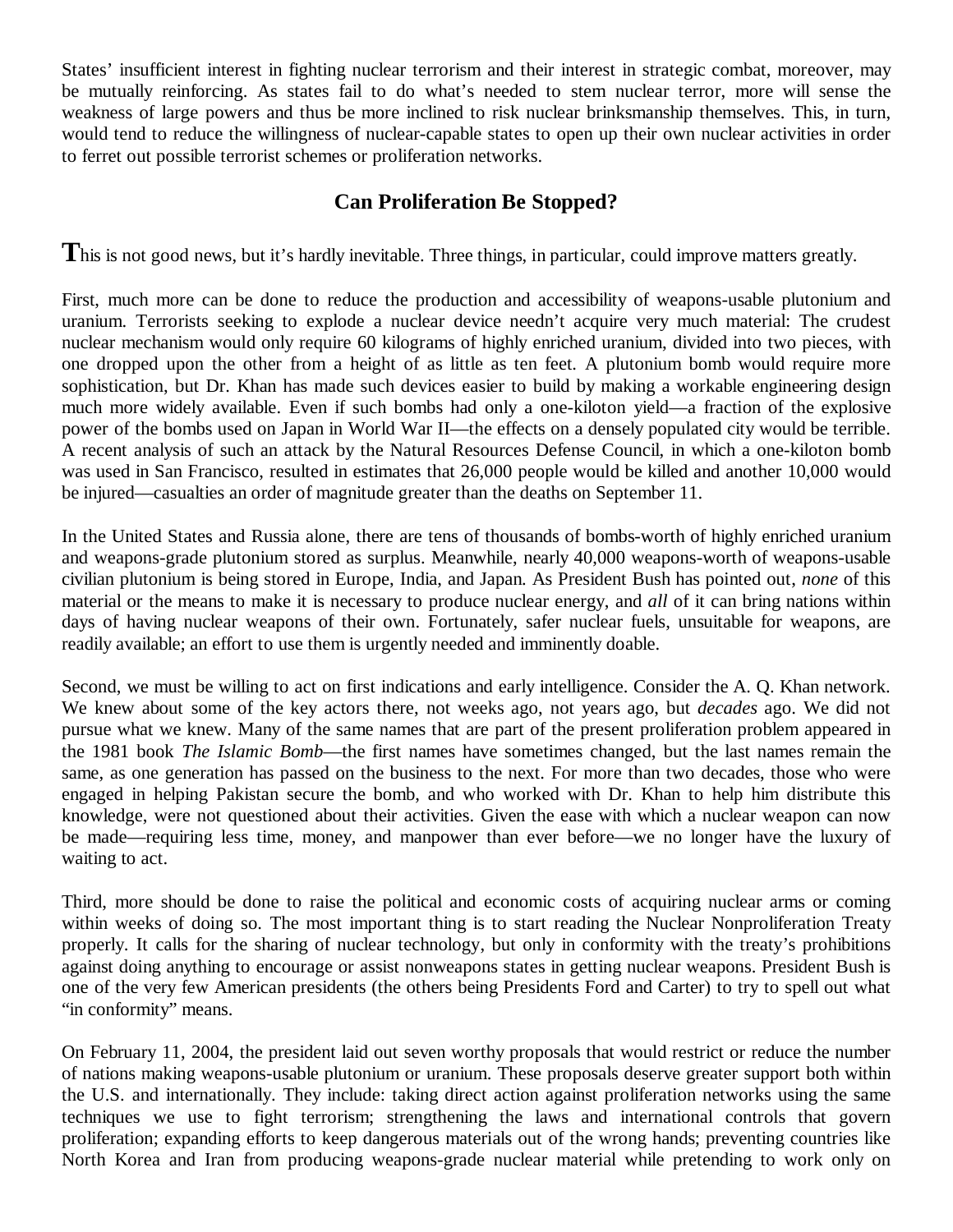States' insufficient interest in fighting nuclear terrorism and their interest in strategic combat, moreover, may be mutually reinforcing. As states fail to do what's needed to stem nuclear terror, more will sense the weakness of large powers and thus be more inclined to risk nuclear brinksmanship themselves. This, in turn, would tend to reduce the willingness of nuclear-capable states to open up their own nuclear activities in order to ferret out possible terrorist schemes or proliferation networks.

## Can Proliferation Be Stopped?

**T**his is not good news, but it's hardly inevitable. Three things, in particular, could improve matters greatly.

First, much more can be done to reduce the production and accessibility of weapons-usable plutonium and uranium. Terrorists seeking to explode a nuclear device needn't acquire very much material: The crudest nuclear mechanism would only require 60 kilograms of highly enriched uranium, divided into two pieces, with one dropped upon the other from a height of as little as ten feet. A plutonium bomb would require more sophistication, but Dr. Khan has made such devices easier to build by making a workable engineering design much more widely available. Even if such bombs had only a one-kiloton yield—a fraction of the explosive power of the bombs used on Japan in World War II—the effects on a densely populated city would be terrible. A recent analysis of such an attack by the Natural Resources Defense Council, in which a one-kiloton bomb was used in San Francisco, resulted in estimates that 26,000 people would be killed and another 10,000 would be injured—casualties an order of magnitude greater than the deaths on September 11.

In the United States and Russia alone, there are tens of thousands of bombs-worth of highly enriched uranium and weapons-grade plutonium stored as surplus. Meanwhile, nearly 40,000 weapons-worth of weapons-usable civilian plutonium is being stored in Europe, India, and Japan. As President Bush has pointed out, *none* of this material or the means to make it is necessary to produce nuclear energy, and *all* of it can bring nations within days of having nuclear weapons of their own. Fortunately, safer nuclear fuels, unsuitable for weapons, are readily available; an effort to use them is urgently needed and imminently doable.

Second, we must be willing to act on first indications and early intelligence. Consider the A. Q. Khan network. We knew about some of the key actors there, not weeks ago, not years ago, but *decades* ago. We did not pursue what we knew. Many of the same names that are part of the present proliferation problem appeared in the 1981 book *The Islamic Bomb*—the first names have sometimes changed, but the last names remain the same, as one generation has passed on the business to the next. For more than two decades, those who were engaged in helping Pakistan secure the bomb, and who worked with Dr. Khan to help him distribute this knowledge, were not questioned about their activities. Given the ease with which a nuclear weapon can now be made—requiring less time, money, and manpower than ever before—we no longer have the luxury of waiting to act.

Third, more should be done to raise the political and economic costs of acquiring nuclear arms or coming within weeks of doing so. The most important thing is to start reading the Nuclear Nonproliferation Treaty properly. It calls for the sharing of nuclear technology, but only in conformity with the treaty's prohibitions against doing anything to encourage or assist nonweapons states in getting nuclear weapons. President Bush is one of the very few American presidents (the others being Presidents Ford and Carter) to try to spell out what "in conformity" means.

On February 11, 2004, the president laid out seven worthy proposals that would restrict or reduce the number of nations making weapons-usable plutonium or uranium. These proposals deserve greater support both within the U.S. and internationally. They include: taking direct action against proliferation networks using the same techniques we use to fight terrorism; strengthening the laws and international controls that govern proliferation; expanding efforts to keep dangerous materials out of the wrong hands; preventing countries like North Korea and Iran from producing weapons-grade nuclear material while pretending to work only on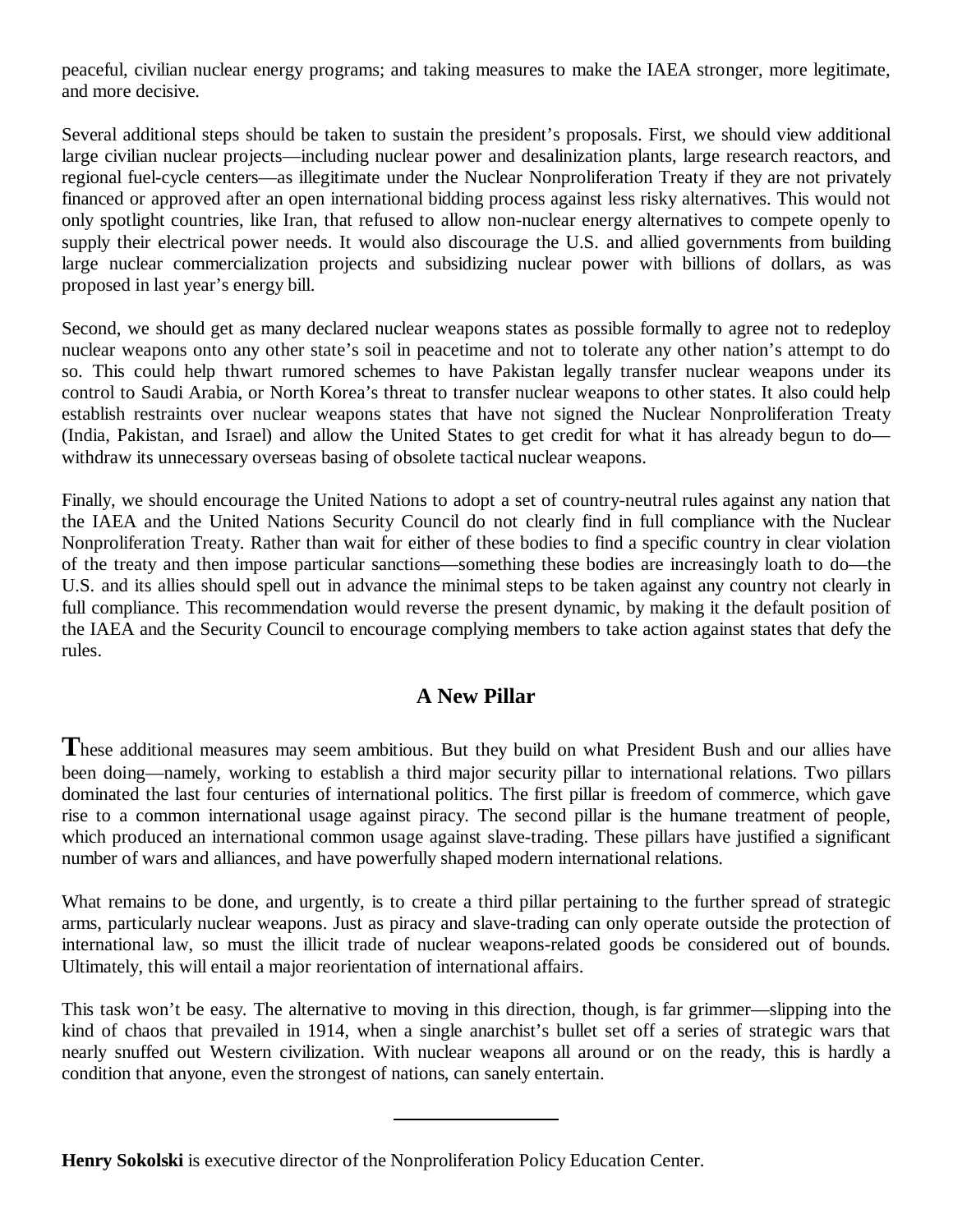peaceful, civilian nuclear energy programs; and taking measures to make the IAEA stronger, more legitimate, and more decisive.

Several additional steps should be taken to sustain the president's proposals. First, we should view additional large civilian nuclear projects—including nuclear power and desalinization plants, large research reactors, and regional fuel-cycle centers—as illegitimate under the Nuclear Nonproliferation Treaty if they are not privately financed or approved after an open international bidding process against less risky alternatives. This would not only spotlight countries, like Iran, that refused to allow non-nuclear energy alternatives to compete openly to supply their electrical power needs. It would also discourage the U.S. and allied governments from building large nuclear commercialization projects and subsidizing nuclear power with billions of dollars, as was proposed in last year's energy bill.

Second, we should get as many declared nuclear weapons states as possible formally to agree not to redeploy nuclear weapons onto any other state's soil in peacetime and not to tolerate any other nation's attempt to do so. This could help thwart rumored schemes to have Pakistan legally transfer nuclear weapons under its control to Saudi Arabia, or North Korea's threat to transfer nuclear weapons to other states. It also could help establish restraints over nuclear weapons states that have not signed the Nuclear Nonproliferation Treaty (India, Pakistan, and Israel) and allow the United States to get credit for what it has already begun to do—withdraw its unnecessary overseas basing of obsolete tactical nuclear weapons.

Finally, we should encourage the United Nations to adopt a set of country-neutral rules against any nation that the IAEA and the United Nations Security Council do not clearly find in full compliance with the Nuclear Nonproliferation Treaty. Rather than wait for either of these bodies to find a specific country in clear violation of the treaty and then impose particular sanctions—something these bodies are increasingly loath to do—the U.S. and its allies should spell out in advance the minimal steps to be taken against any country not clearly in full compliance. This recommendation would reverse the present dynamic, by making it the default position of the IAEA and the Security Council to encourage complying members to take action against states that defy the rules.

## A New Pillar

These additional measures may seem ambitious. But they build on what President Bush and our allies have been doing—namely, working to establish a third major security pillar to international relations. Two pillars dominated the last four centuries of international politics. The first pillar is freedom of commerce, which gave rise to a common international usage against piracy. The second pillar is the humane treatment of people, which produced an international common usage against slave-trading. These pillars have justified a significant number of wars and alliances, and have powerfully shaped modern international relations.

What remains to be done, and urgently, is to create a third pillar pertaining to the further spread of strategic arms, particularly nuclear weapons. Just as piracy and slave-trading can only operate outside the protection of international law, so must the illicit trade of nuclear weapons-related goods be considered out of bounds. Ultimately, this will entail a major reorientation of international affairs.

This task won't be easy. The alternative to moving in this direction, though, is far grimmer—slipping into the kind of chaos that prevailed in 1914, when a single anarchist's bullet set off a series of strategic wars that nearly snuffed out Western civilization. With nuclear weapons all around or on the ready, this is hardly a condition that anyone, even the strongest of nations, can sanely entertain.

---

**Henry Sokolski** is executive director of the Nonproliferation Policy Education Center.